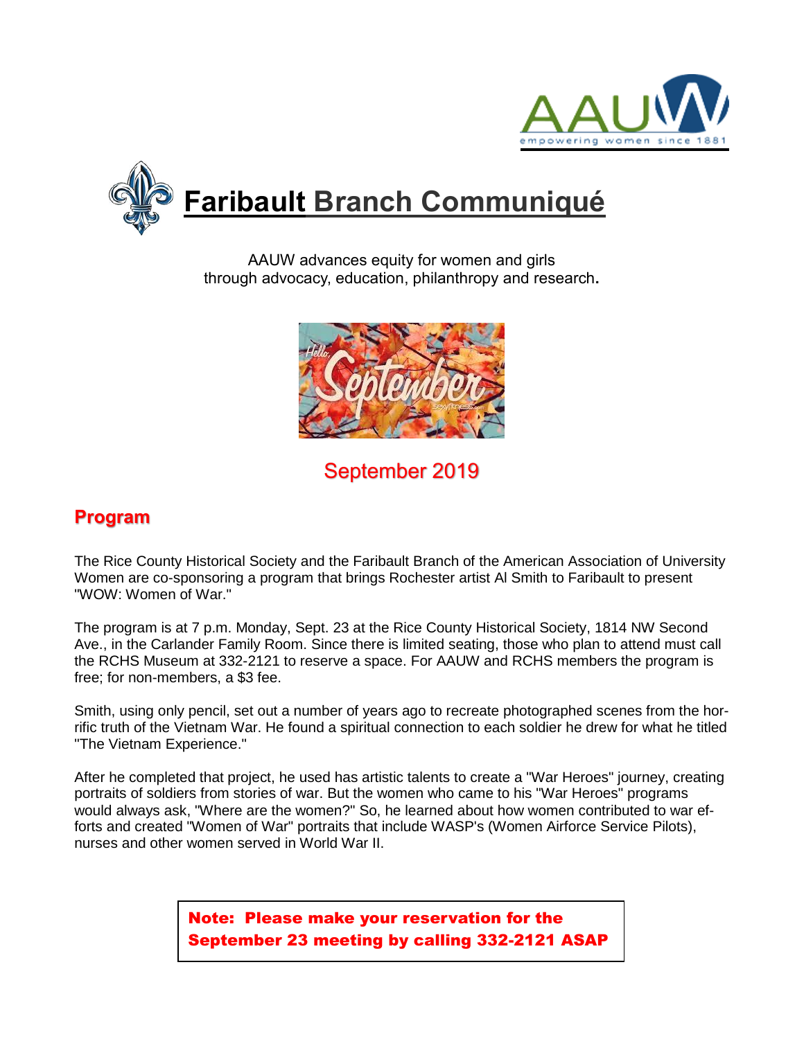# Faribault Branch Communiqué

AAUW advances equity for women and girls through advocacy, education, philanthropy and research.

September 2019

## Program

The Rice County Historical Society and the Faribault Branch of the American Association of University Women are co-sponsoring a program that brings Rochester artist Al Smith to Faribault to present "WOW: Women of War."

The program is at 7 p.m. Monday, Sept. 23 at the Rice County Historical Society, 1814 NW Second Ave., in the Carlander Family Room. Since there is limited seating, those who plan to attend must call the RCHS Museum at 332-2121 to reserve a space. For AAUW and RCHS members the program is free; for non-members, a $3 fee.

Smith, using only pencil, set out a number of years ago to recreate photographed scenes from the horrific truth of the Vietnam War. He found a spiritual connection to each soldier he drew for what he titled "The Vietnam Experience."

After he completed that project, he used has artistic talents to create a "War Heroes" journey, creating portraits of soldiers from stories of war. But the women who came to his "War Heroes" programs would always ask, "Where are the women?" So, he learned about how women contributed to war efforts and created "Women of War" portraits that include WASP's (Women Airforce Service Pilots), nurses and other women served in World War II.

**Note: Please make your reservation for the September 23 meeting by calling 332-2121 ASAP**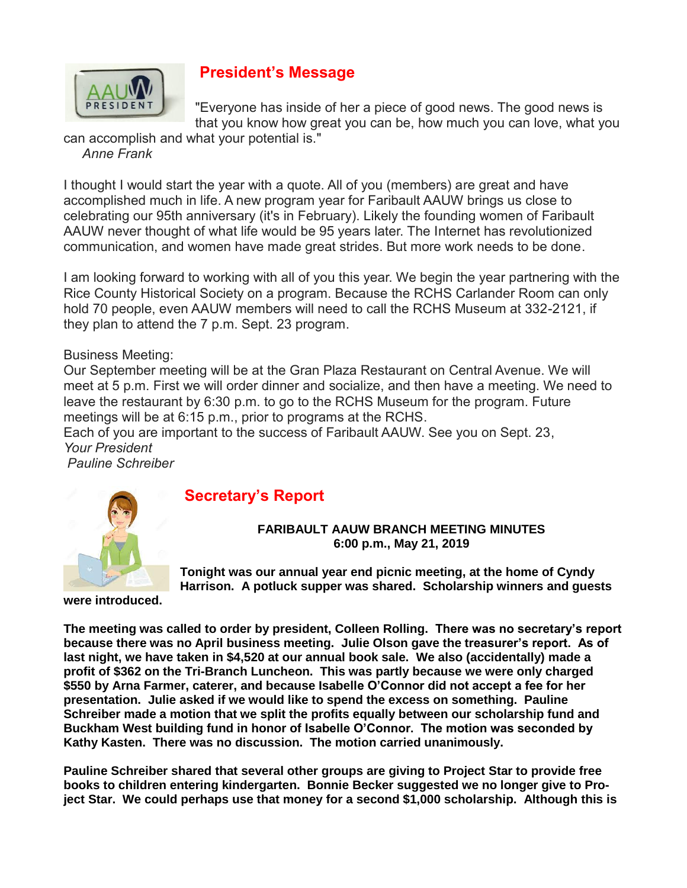## President's Message

"Everyone has inside of her a piece of good news. The good news is that you know how great you can be, how much you can love, what you can accomplish and what your potential is."
*Anne Frank*

I thought I would start the year with a quote. All of you (members) are great and have accomplished much in life. A new program year for Faribault AAUW brings us close to celebrating our 95th anniversary (it's in February). Likely the founding women of Faribault AAUW never thought of what life would be 95 years later. The Internet has revolutionized communication, and women have made great strides. But more work needs to be done.

I am looking forward to working with all of you this year. We begin the year partnering with the Rice County Historical Society on a program. Because the RCHS Carlander Room can only hold 70 people, even AAUW members will need to call the RCHS Museum at 332-2121, if they plan to attend the 7 p.m. Sept. 23 program.

Business Meeting:
Our September meeting will be at the Gran Plaza Restaurant on Central Avenue. We will meet at 5 p.m. First we will order dinner and socialize, and then have a meeting. We need to leave the restaurant by 6:30 p.m. to go to the RCHS Museum for the program. Future meetings will be at 6:15 p.m., prior to programs at the RCHS.
Each of you are important to the success of Faribault AAUW. See you on Sept. 23,
*Your President*
*Pauline Schreiber*

## Secretary's Report

**FARIBAULT AAUW BRANCH MEETING MINUTES**
**6:00 p.m., May 21, 2019**

**Tonight was our annual year end picnic meeting, at the home of Cyndy Harrison. A potluck supper was shared. Scholarship winners and guests were introduced.**

**The meeting was called to order by president, Colleen Rolling. There was no secretary's report because there was no April business meeting. Julie Olson gave the treasurer's report. As of last night, we have taken in $4,520 at our annual book sale. We also (accidentally) made a profit of $362 on the Tri-Branch Luncheon. This was partly because we were only charged $550 by Arna Farmer, caterer, and because Isabelle O'Connor did not accept a fee for her presentation. Julie asked if we would like to spend the excess on something. Pauline Schreiber made a motion that we split the profits equally between our scholarship fund and Buckham West building fund in honor of Isabelle O'Connor. The motion was seconded by Kathy Kasten. There was no discussion. The motion carried unanimously.**

**Pauline Schreiber shared that several other groups are giving to Project Star to provide free books to children entering kindergarten. Bonnie Becker suggested we no longer give to Project Star. We could perhaps use that money for a second $1,000 scholarship. Although this is**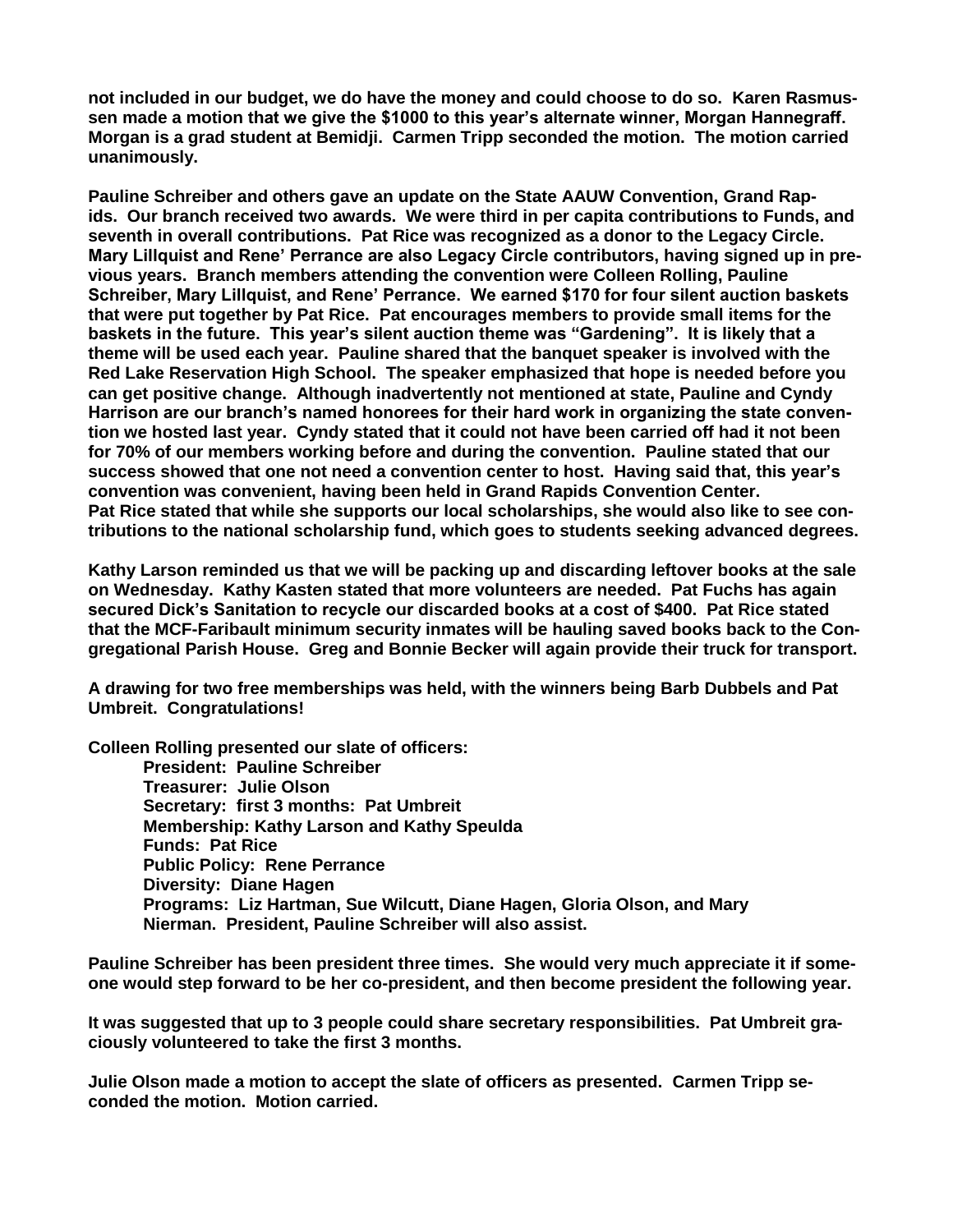**not included in our budget, we do have the money and could choose to do so. Karen Rasmussen made a motion that we give the $1000 to this year's alternate winner, Morgan Hannegraff. Morgan is a grad student at Bemidji. Carmen Tripp seconded the motion. The motion carried unanimously.**

**Pauline Schreiber and others gave an update on the State AAUW Convention, Grand Rapids. Our branch received two awards. We were third in per capita contributions to Funds, and seventh in overall contributions. Pat Rice was recognized as a donor to the Legacy Circle. Mary Lillquist and Rene' Perrance are also Legacy Circle contributors, having signed up in previous years. Branch members attending the convention were Colleen Rolling, Pauline Schreiber, Mary Lillquist, and Rene' Perrance. We earned $170 for four silent auction baskets that were put together by Pat Rice. Pat encourages members to provide small items for the baskets in the future. This year's silent auction theme was "Gardening". It is likely that a theme will be used each year. Pauline shared that the banquet speaker is involved with the Red Lake Reservation High School. The speaker emphasized that hope is needed before you can get positive change. Although inadvertently not mentioned at state, Pauline and Cyndy Harrison are our branch's named honorees for their hard work in organizing the state convention we hosted last year. Cyndy stated that it could not have been carried off had it not been for 70% of our members working before and during the convention. Pauline stated that our success showed that one not need a convention center to host. Having said that, this year's convention was convenient, having been held in Grand Rapids Convention Center.
Pat Rice stated that while she supports our local scholarships, she would also like to see contributions to the national scholarship fund, which goes to students seeking advanced degrees.**

**Kathy Larson reminded us that we will be packing up and discarding leftover books at the sale on Wednesday. Kathy Kasten stated that more volunteers are needed. Pat Fuchs has again secured Dick's Sanitation to recycle our discarded books at a cost of $400. Pat Rice stated that the MCF-Faribault minimum security inmates will be hauling saved books back to the Congregational Parish House. Greg and Bonnie Becker will again provide their truck for transport.**

**A drawing for two free memberships was held, with the winners being Barb Dubbels and Pat Umbreit. Congratulations!**

**Colleen Rolling presented our slate of officers:**

- **President: Pauline Schreiber**
- **Treasurer: Julie Olson**
- **Secretary: first 3 months: Pat Umbreit**
- **Membership: Kathy Larson and Kathy Speulda**
- **Funds: Pat Rice**
- **Public Policy: Rene Perrance**
- **Diversity: Diane Hagen**
- **Programs: Liz Hartman, Sue Wilcutt, Diane Hagen, Gloria Olson, and Mary Nierman. President, Pauline Schreiber will also assist.**

**Pauline Schreiber has been president three times. She would very much appreciate it if someone would step forward to be her co-president, and then become president the following year.**

**It was suggested that up to 3 people could share secretary responsibilities. Pat Umbreit graciously volunteered to take the first 3 months.**

**Julie Olson made a motion to accept the slate of officers as presented. Carmen Tripp seconded the motion. Motion carried.**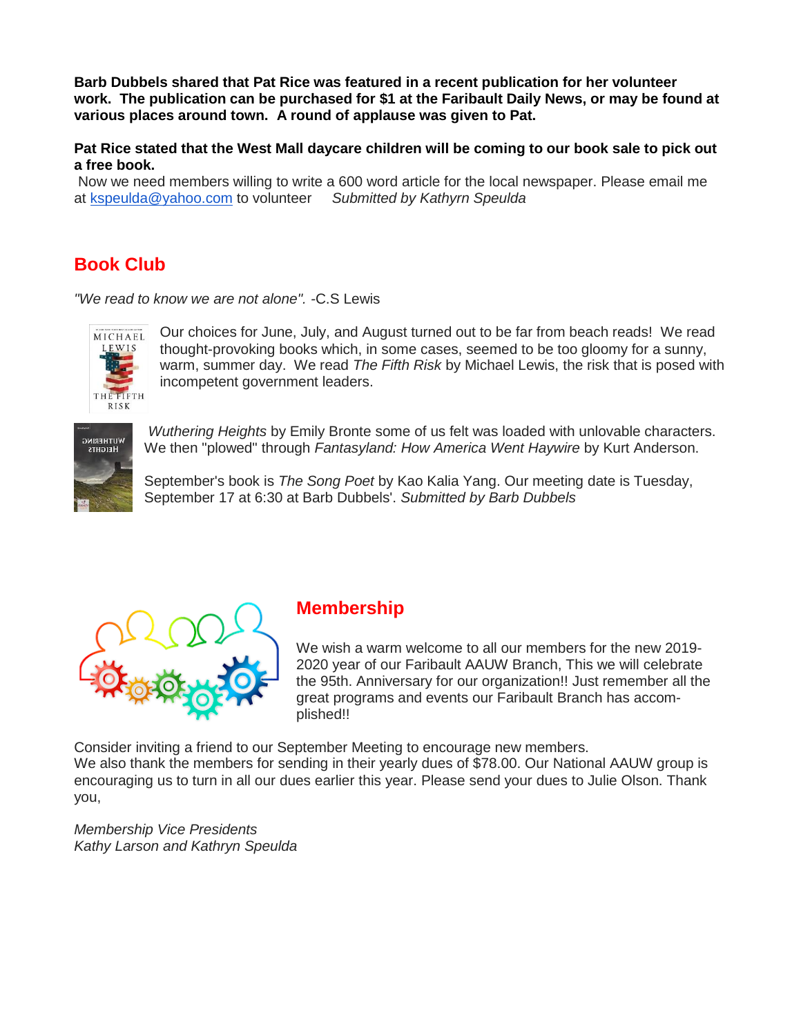**Barb Dubbels shared that Pat Rice was featured in a recent publication for her volunteer work. The publication can be purchased for $1 at the Faribault Daily News, or may be found at various places around town. A round of applause was given to Pat.**

**Pat Rice stated that the West Mall daycare children will be coming to our book sale to pick out a free book.**

Now we need members willing to write a 600 word article for the local newspaper. Please email me at kspeulda@yahoo.com to volunteer *Submitted by Kathyrn Speulda*

## Book Club

*"We read to know we are not alone".* -C.S Lewis

Our choices for June, July, and August turned out to be far from beach reads! We read thought-provoking books which, in some cases, seemed to be too gloomy for a sunny, warm, summer day. We read *The Fifth Risk* by Michael Lewis, the risk that is posed with incompetent government leaders.

*Wuthering Heights* by Emily Bronte some of us felt was loaded with unlovable characters. We then "plowed" through *Fantasyland: How America Went Haywire* by Kurt Anderson.

September's book is *The Song Poet* by Kao Kalia Yang. Our meeting date is Tuesday, September 17 at 6:30 at Barb Dubbels'. *Submitted by Barb Dubbels*

## Membership

We wish a warm welcome to all our members for the new 2019-2020 year of our Faribault AAUW Branch, This we will celebrate the 95th. Anniversary for our organization!! Just remember all the great programs and events our Faribault Branch has accom-plished!!

Consider inviting a friend to our September Meeting to encourage new members.
We also thank the members for sending in their yearly dues of $78.00. Our National AAUW group is encouraging us to turn in all our dues earlier this year. Please send your dues to Julie Olson. Thank you,

*Membership Vice Presidents*
*Kathy Larson and Kathryn Speulda*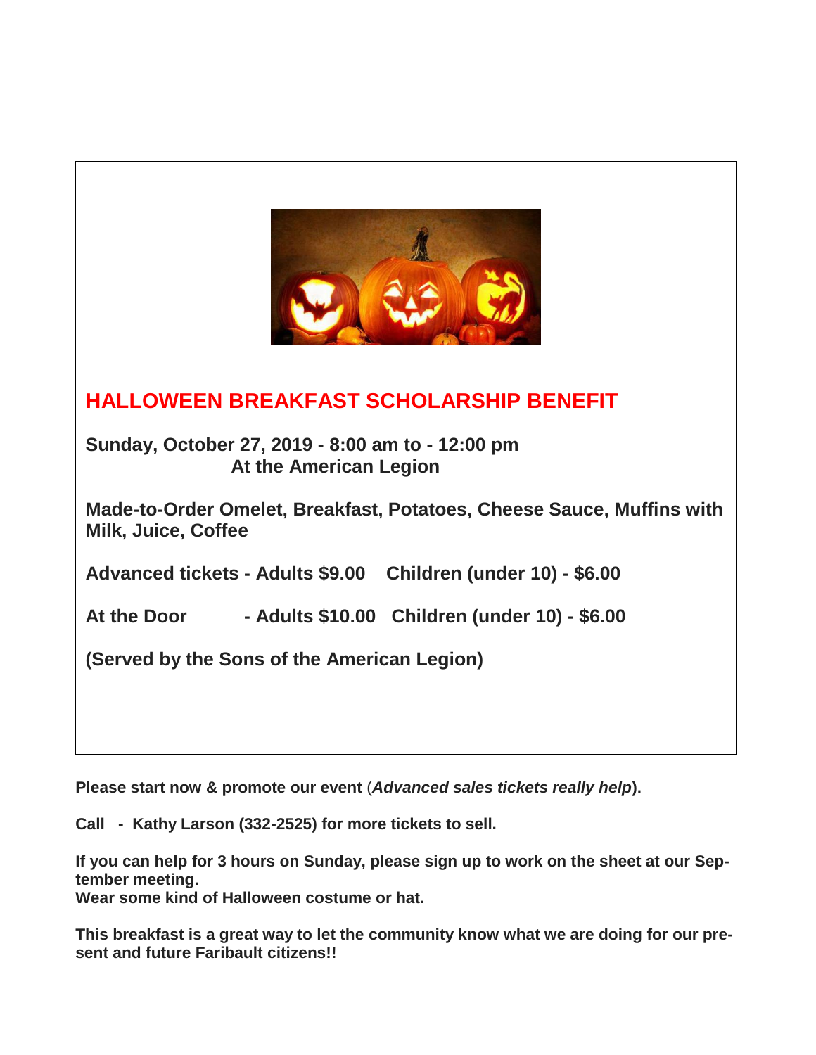## HALLOWEEN BREAKFAST SCHOLARSHIP BENEFIT

**Sunday, October 27, 2019 - 8:00 am to - 12:00 pm**
**At the American Legion**

**Made-to-Order Omelet, Breakfast, Potatoes, Cheese Sauce, Muffins with Milk, Juice, Coffee**

**Advanced tickets - Adults $9.00 Children (under 10) - $6.00**

**At the Door - Adults $10.00 Children (under 10) - $6.00**

**(Served by the Sons of the American Legion)**

**Please start now & promote our event (*Advanced sales tickets really help*).**

**Call - Kathy Larson (332-2525) for more tickets to sell.**

**If you can help for 3 hours on Sunday, please sign up to work on the sheet at our September meeting.**
**Wear some kind of Halloween costume or hat.**

**This breakfast is a great way to let the community know what we are doing for our present and future Faribault citizens!!**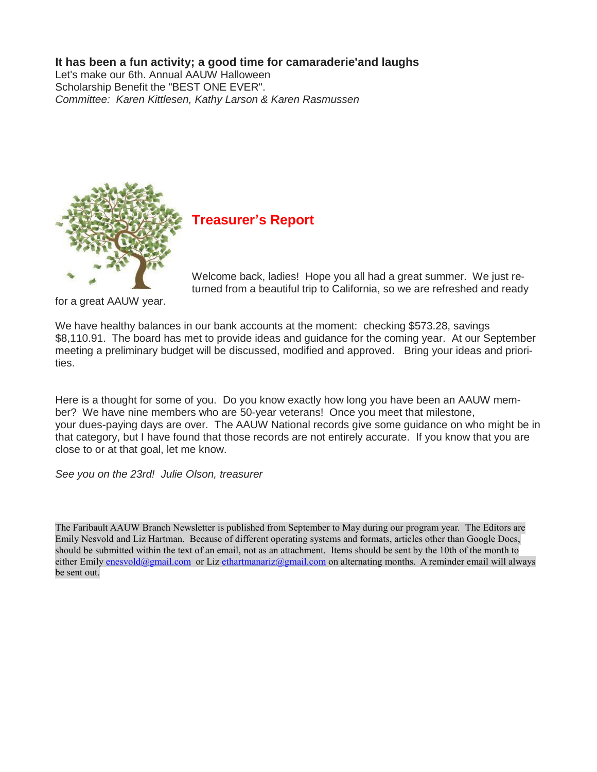**It has been a fun activity; a good time for camaraderie'and laughs**
Let's make our 6th. Annual AAUW Halloween Scholarship Benefit the "BEST ONE EVER".
*Committee: Karen Kittlesen, Kathy Larson & Karen Rasmussen*

## Treasurer's Report

Welcome back, ladies! Hope you all had a great summer. We just returned from a beautiful trip to California, so we are refreshed and ready for a great AAUW year.

We have healthy balances in our bank accounts at the moment: checking $573.28, savings $8,110.91. The board has met to provide ideas and guidance for the coming year. At our September meeting a preliminary budget will be discussed, modified and approved. Bring your ideas and priorities.

Here is a thought for some of you. Do you know exactly how long you have been an AAUW member? We have nine members who are 50-year veterans! Once you meet that milestone, your dues-paying days are over. The AAUW National records give some guidance on who might be in that category, but I have found that those records are not entirely accurate. If you know that you are close to or at that goal, let me know.

*See you on the 23rd! Julie Olson, treasurer*

The Faribault AAUW Branch Newsletter is published from September to May during our program year. The Editors are Emily Nesvold and Liz Hartman. Because of different operating systems and formats, articles other than Google Docs, should be submitted within the text of an email, not as an attachment. Items should be sent by the 10th of the month to either Emily enesvold@gmail.com or Liz ethartmanariz@gmail.com on alternating months. A reminder email will always be sent out.